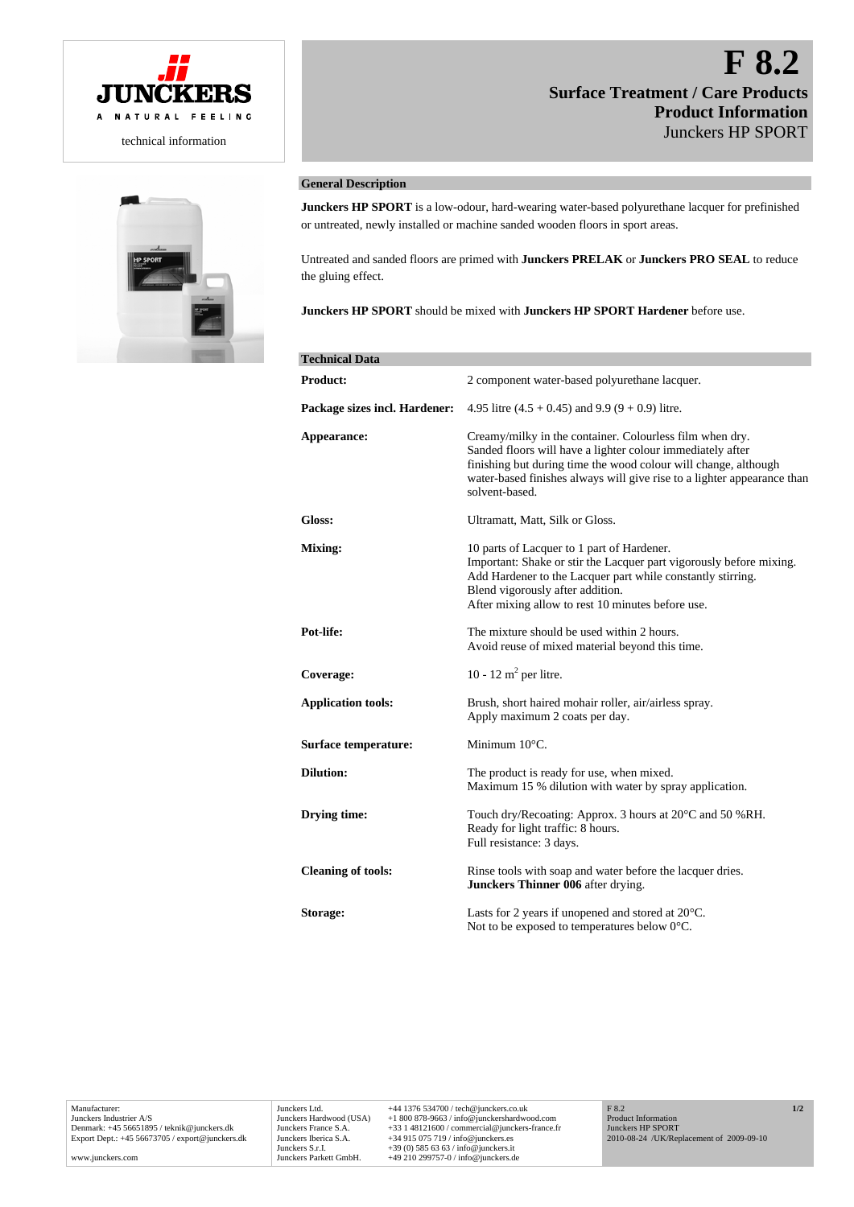JUNCKERS

A NATURAL FEELING

technical information

# F 8.2

## Surface Treatment / Care Products
## Product Information
Junckers HP SPORT

### General Description

**Junckers HP SPORT** is a low-odour, hard-wearing water-based polyurethane lacquer for prefinished or untreated, newly installed or machine sanded wooden floors in sport areas.

Untreated and sanded floors are primed with **Junckers PRELAK** or **Junckers PRO SEAL** to reduce the gluing effect.

**Junckers HP SPORT** should be mixed with **Junckers HP SPORT Hardener** before use.

### Technical Data

| | |
|---|---|
| **Product:** | 2 component water-based polyurethane lacquer. |
| **Package sizes incl. Hardener:** | 4.95 litre (4.5 + 0.45) and 9.9 (9 + 0.9) litre. |
| **Appearance:** | Creamy/milky in the container. Colourless film when dry. Sanded floors will have a lighter colour immediately after finishing but during time the wood colour will change, although water-based finishes always will give rise to a lighter appearance than solvent-based. |
| **Gloss:** | Ultramatt, Matt, Silk or Gloss. |
| **Mixing:** | 10 parts of Lacquer to 1 part of Hardener.<br>Important: Shake or stir the Lacquer part vigorously before mixing.<br>Add Hardener to the Lacquer part while constantly stirring.<br>Blend vigorously after addition.<br>After mixing allow to rest 10 minutes before use. |
| **Pot-life:** | The mixture should be used within 2 hours.<br>Avoid reuse of mixed material beyond this time. |
| **Coverage:** | 10 - 12 $m^2$ per litre. |
| **Application tools:** | Brush, short haired mohair roller, air/airless spray.<br>Apply maximum 2 coats per day. |
| **Surface temperature:** | Minimum 10°C. |
| **Dilution:** | The product is ready for use, when mixed.<br>Maximum 15 % dilution with water by spray application. |
| **Drying time:** | Touch dry/Recoating: Approx. 3 hours at 20°C and 50 %RH.<br>Ready for light traffic: 8 hours.<br>Full resistance: 3 days. |
| **Cleaning of tools:** | Rinse tools with soap and water before the lacquer dries.<br>**Junckers Thinner 006** after drying. |
| **Storage:** | Lasts for 2 years if unopened and stored at 20°C.<br>Not to be exposed to temperatures below 0°C. |

Manufacturer:
Junckers Industrier A/S
Denmark: +45 56651895 / teknik@junckers.dk
Export Dept.: +45 56673705 / export@junckers.dk

www.junckers.com

Junckers Ltd. +44 1376 534700 / tech@junckers.co.uk
Junckers Hardwood (USA) +1 800 878-9663 / info@junckershardwood.com
Junckers France S.A. +33 1 48121600 / commercial@junckers-france.fr
Junckers Iberica S.A. +34 915 075 719 / info@junckers.es
Junckers S.r.l. +39 (0) 585 63 63 / info@junckers.it
Junckers Parkett GmbH. +49 210 299757-0 / info@junckers.de

F 8.2
Product Information
Junckers HP SPORT
2010-08-24 /UK/Replacement of 2009-09-10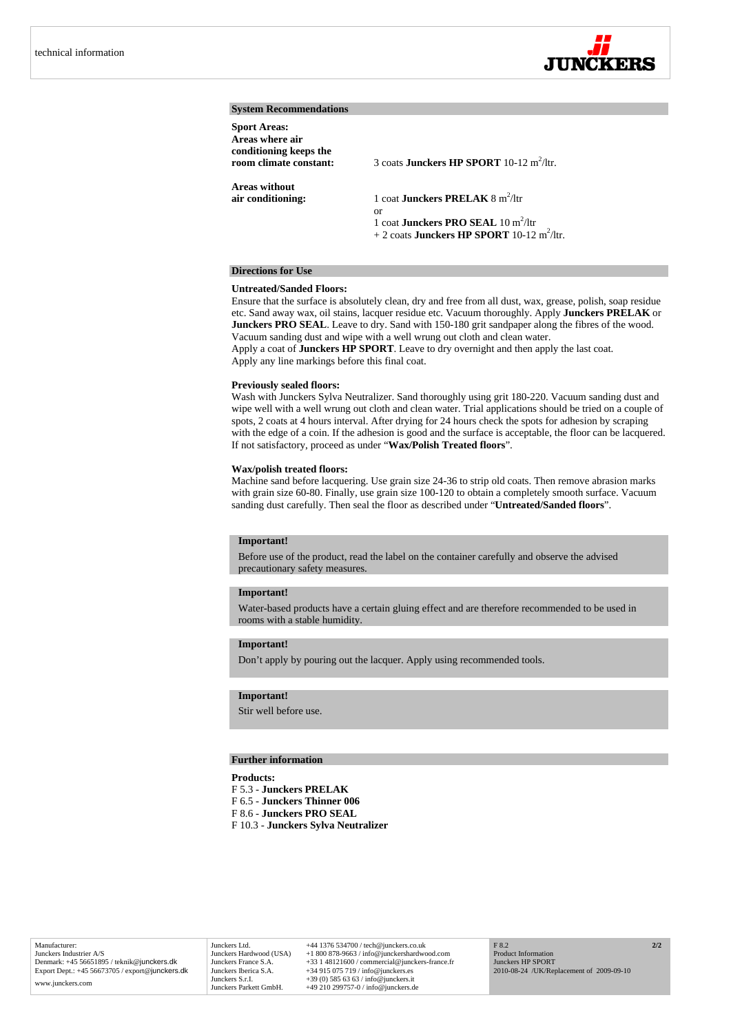## System Recommendations

**Sport Areas:**
**Areas where air conditioning keeps the room climate constant:** 3 coats **Junckers HP SPORT** 10-12 $m^2$/ltr.

**Areas without air conditioning:** 1 coat **Junckers PRELAK** 8 $m^2$/ltr
or
1 coat **Junckers PRO SEAL** 10 $m^2$/ltr
+ 2 coats **Junckers HP SPORT** 10-12 $m^2$/ltr.

## Directions for Use

**Untreated/Sanded Floors:**
Ensure that the surface is absolutely clean, dry and free from all dust, wax, grease, polish, soap residue etc. Sand away wax, oil stains, lacquer residue etc. Vacuum thoroughly. Apply **Junckers PRELAK** or **Junckers PRO SEAL**. Leave to dry. Sand with 150-180 grit sandpaper along the fibres of the wood. Vacuum sanding dust and wipe with a well wrung out cloth and clean water.
Apply a coat of **Junckers HP SPORT**. Leave to dry overnight and then apply the last coat.
Apply any line markings before this final coat.

**Previously sealed floors:**
Wash with Junckers Sylva Neutralizer. Sand thoroughly using grit 180-220. Vacuum sanding dust and wipe well with a well wrung out cloth and clean water. Trial applications should be tried on a couple of spots, 2 coats at 4 hours interval. After drying for 24 hours check the spots for adhesion by scraping with the edge of a coin. If the adhesion is good and the surface is acceptable, the floor can be lacquered. If not satisfactory, proceed as under "**Wax/Polish Treated floors**".

**Wax/polish treated floors:**
Machine sand before lacquering. Use grain size 24-36 to strip old coats. Then remove abrasion marks with grain size 60-80. Finally, use grain size 100-120 to obtain a completely smooth surface. Vacuum sanding dust carefully. Then seal the floor as described under "**Untreated/Sanded floors**".

**Important!**
Before use of the product, read the label on the container carefully and observe the advised precautionary safety measures.

**Important!**
Water-based products have a certain gluing effect and are therefore recommended to be used in rooms with a stable humidity.

**Important!**
Don't apply by pouring out the lacquer. Apply using recommended tools.

**Important!**
Stir well before use.

## Further information

**Products:**
F 5.3 - **Junckers PRELAK**
F 6.5 - **Junckers Thinner 006**
F 8.6 - **Junckers PRO SEAL**
F 10.3 - **Junckers Sylva Neutralizer**

Manufacturer:
Junckers Industrier A/S
Denmark: +45 56651895 / teknik@junckers.dk
Export Dept.: +45 56673705 / export@junckers.dk
www.junckers.com

Junckers Ltd. +44 1376 534700 / tech@junckers.co.uk
Junckers Hardwood (USA) +1 800 878-9663 / info@junckershardwood.com
Junckers France S.A. +33 1 48121600 / commercial@junckers-france.fr
Junckers Iberica S.A. +34 915 075 719 / info@junckers.es
Junckers S.r.I. +39 (0) 585 63 63 / info@junckers.it
Junckers Parkett GmbH. +49 210 299757-0 / info@junckers.de

F 8.2
Product Information
Junckers HP SPORT
2010-08-24 /UK/Replacement of 2009-09-10